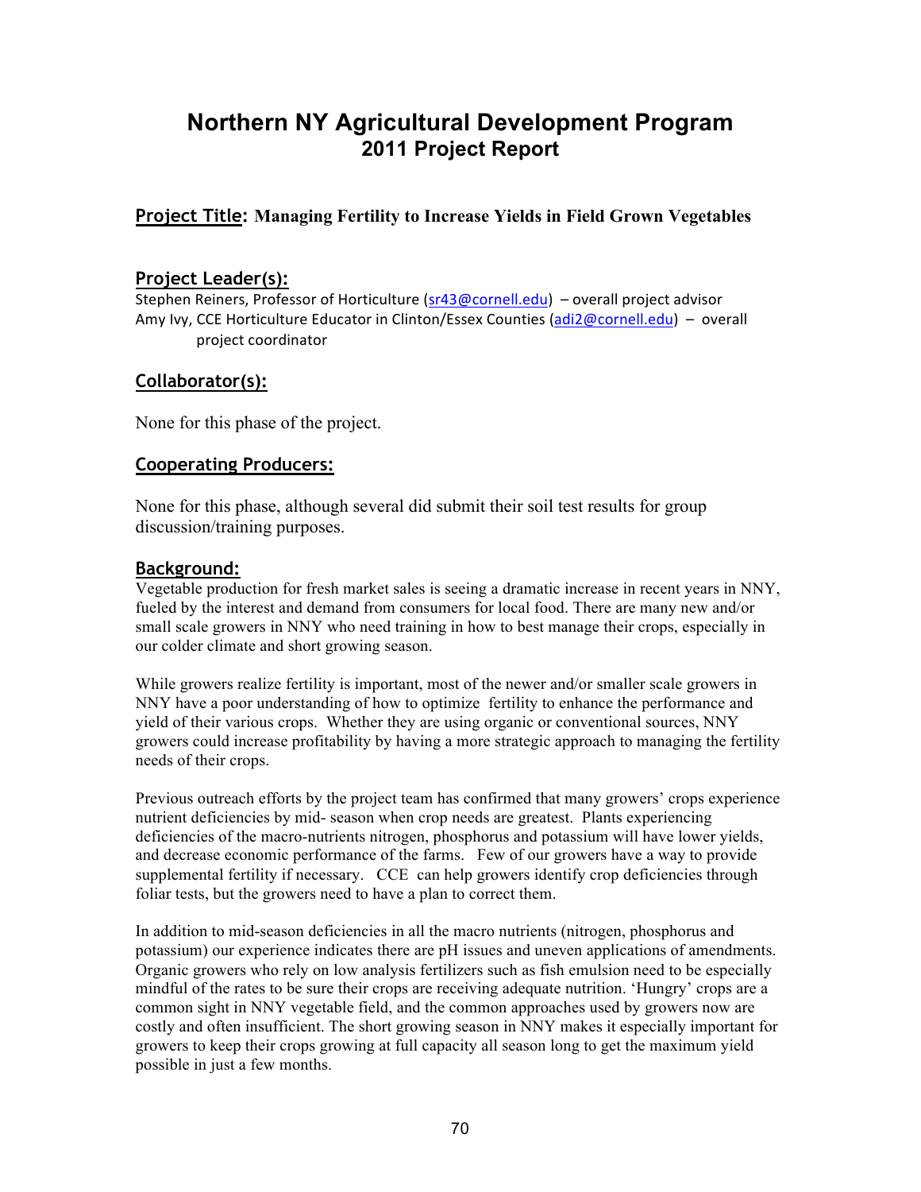# Northern NY Agricultural Development Program
## 2011 Project Report

### Project Title: Managing Fertility to Increase Yields in Field Grown Vegetables

### Project Leader(s):

Stephen Reiners, Professor of Horticulture (sr43@cornell.edu) – overall project advisor
Amy Ivy, CCE Horticulture Educator in Clinton/Essex Counties (adi2@cornell.edu) – overall project coordinator

### Collaborator(s):

None for this phase of the project.

### Cooperating Producers:

None for this phase, although several did submit their soil test results for group discussion/training purposes.

### Background:

Vegetable production for fresh market sales is seeing a dramatic increase in recent years in NNY, fueled by the interest and demand from consumers for local food. There are many new and/or small scale growers in NNY who need training in how to best manage their crops, especially in our colder climate and short growing season.

While growers realize fertility is important, most of the newer and/or smaller scale growers in NNY have a poor understanding of how to optimize fertility to enhance the performance and yield of their various crops. Whether they are using organic or conventional sources, NNY growers could increase profitability by having a more strategic approach to managing the fertility needs of their crops.

Previous outreach efforts by the project team has confirmed that many growers' crops experience nutrient deficiencies by mid- season when crop needs are greatest. Plants experiencing deficiencies of the macro-nutrients nitrogen, phosphorus and potassium will have lower yields, and decrease economic performance of the farms. Few of our growers have a way to provide supplemental fertility if necessary. CCE can help growers identify crop deficiencies through foliar tests, but the growers need to have a plan to correct them.

In addition to mid-season deficiencies in all the macro nutrients (nitrogen, phosphorus and potassium) our experience indicates there are pH issues and uneven applications of amendments. Organic growers who rely on low analysis fertilizers such as fish emulsion need to be especially mindful of the rates to be sure their crops are receiving adequate nutrition. 'Hungry' crops are a common sight in NNY vegetable field, and the common approaches used by growers now are costly and often insufficient. The short growing season in NNY makes it especially important for growers to keep their crops growing at full capacity all season long to get the maximum yield possible in just a few months.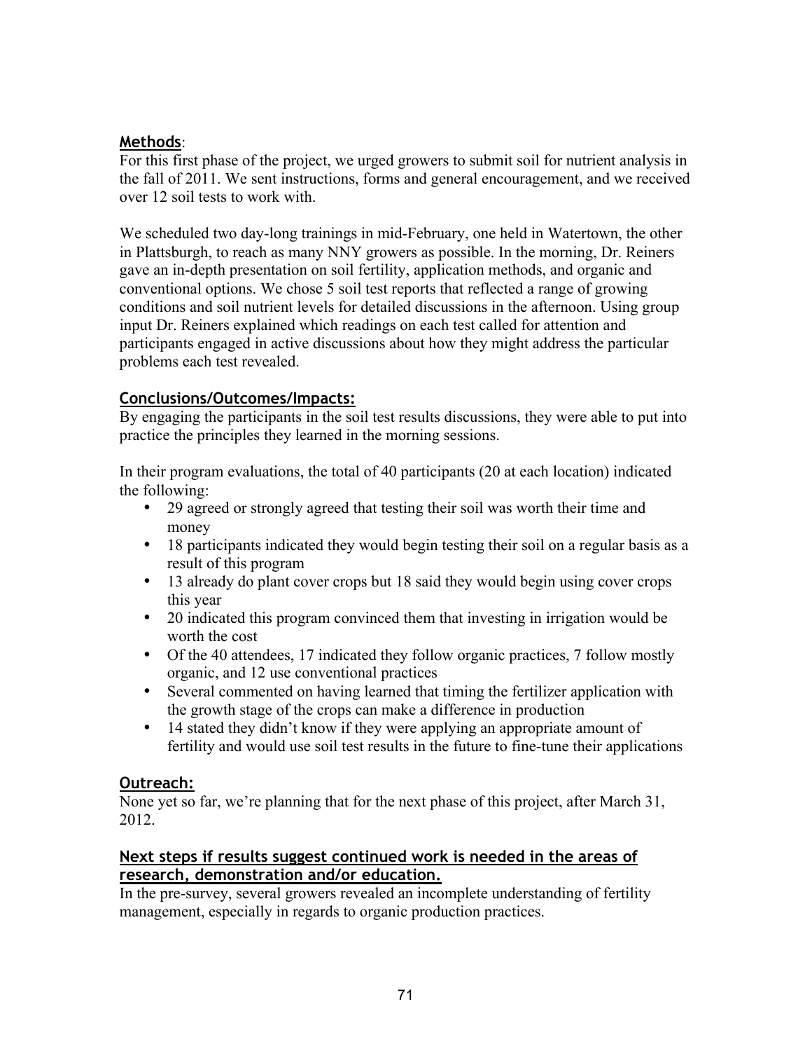## Methods:

For this first phase of the project, we urged growers to submit soil for nutrient analysis in the fall of 2011. We sent instructions, forms and general encouragement, and we received over 12 soil tests to work with.

We scheduled two day-long trainings in mid-February, one held in Watertown, the other in Plattsburgh, to reach as many NNY growers as possible. In the morning, Dr. Reiners gave an in-depth presentation on soil fertility, application methods, and organic and conventional options. We chose 5 soil test reports that reflected a range of growing conditions and soil nutrient levels for detailed discussions in the afternoon. Using group input Dr. Reiners explained which readings on each test called for attention and participants engaged in active discussions about how they might address the particular problems each test revealed.

## Conclusions/Outcomes/Impacts:

By engaging the participants in the soil test results discussions, they were able to put into practice the principles they learned in the morning sessions.

In their program evaluations, the total of 40 participants (20 at each location) indicated the following:

- 29 agreed or strongly agreed that testing their soil was worth their time and money
- 18 participants indicated they would begin testing their soil on a regular basis as a result of this program
- 13 already do plant cover crops but 18 said they would begin using cover crops this year
- 20 indicated this program convinced them that investing in irrigation would be worth the cost
- Of the 40 attendees, 17 indicated they follow organic practices, 7 follow mostly organic, and 12 use conventional practices
- Several commented on having learned that timing the fertilizer application with the growth stage of the crops can make a difference in production
- 14 stated they didn't know if they were applying an appropriate amount of fertility and would use soil test results in the future to fine-tune their applications

## Outreach:

None yet so far, we're planning that for the next phase of this project, after March 31, 2012.

## Next steps if results suggest continued work is needed in the areas of research, demonstration and/or education.

In the pre-survey, several growers revealed an incomplete understanding of fertility management, especially in regards to organic production practices.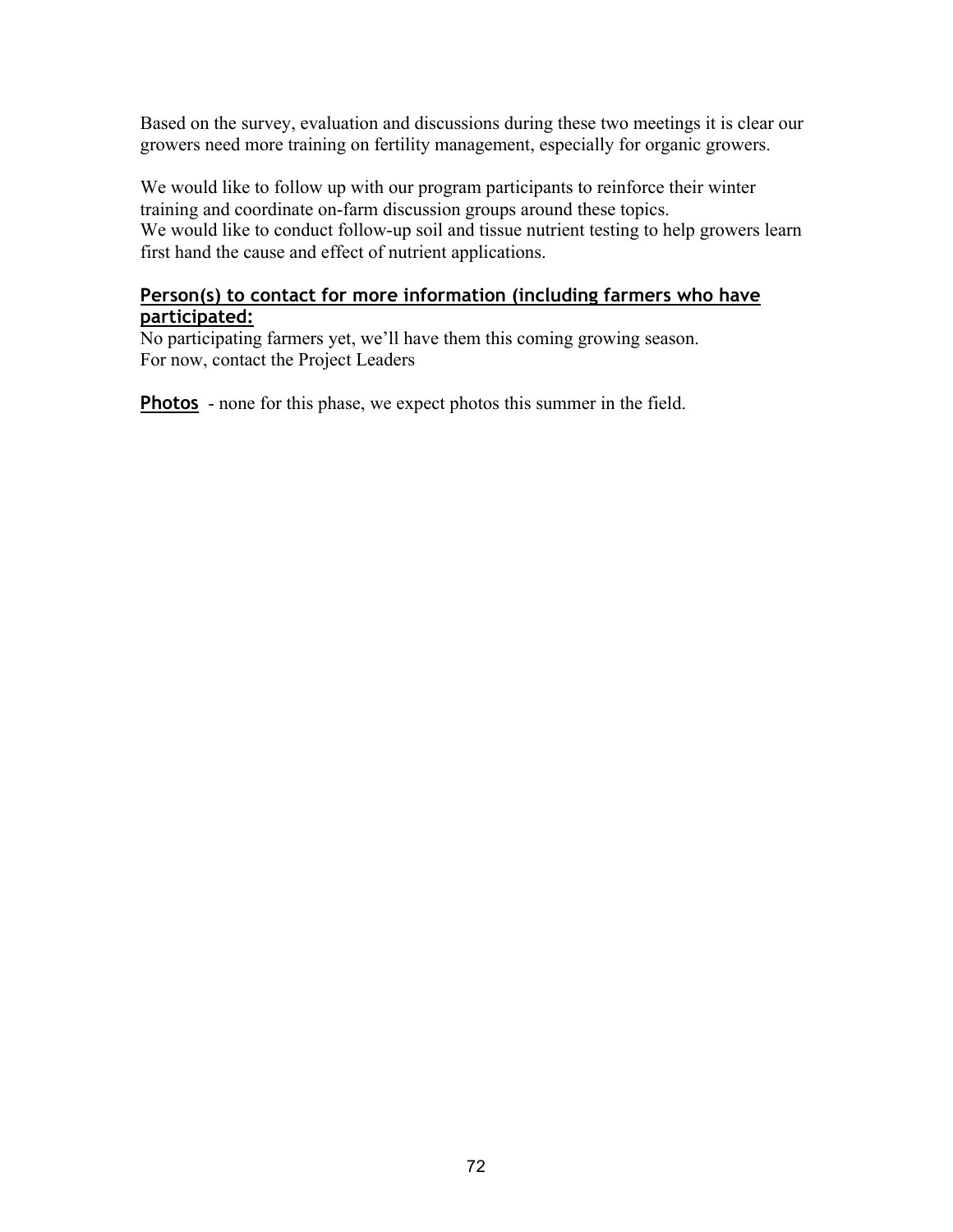Based on the survey, evaluation and discussions during these two meetings it is clear our growers need more training on fertility management, especially for organic growers.

We would like to follow up with our program participants to reinforce their winter training and coordinate on-farm discussion groups around these topics.
We would like to conduct follow-up soil and tissue nutrient testing to help growers learn first hand the cause and effect of nutrient applications.

### Person(s) to contact for more information (including farmers who have participated:

No participating farmers yet, we'll have them this coming growing season.
For now, contact the Project Leaders

**Photos** - none for this phase, we expect photos this summer in the field.